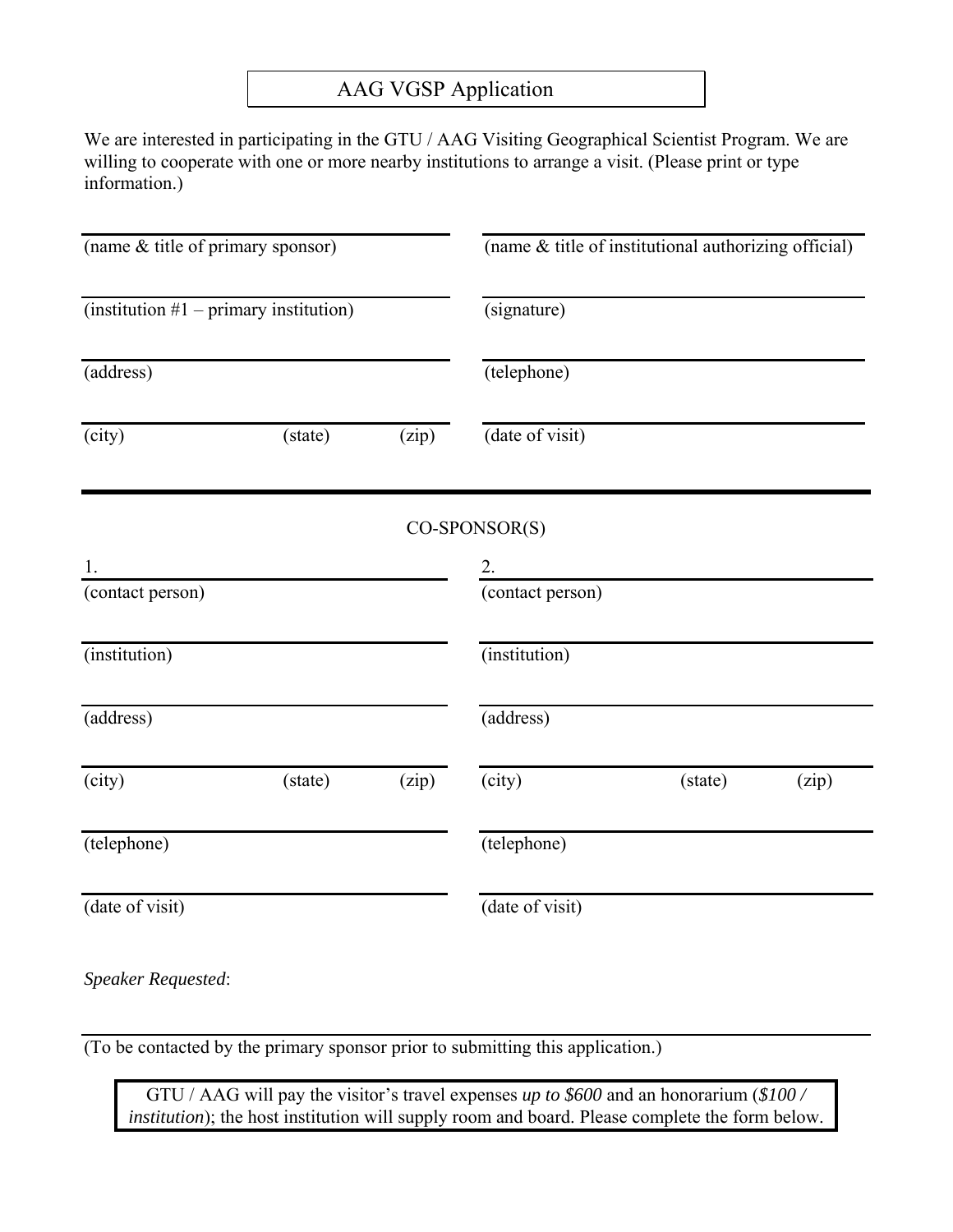# AAG VGSP Application

We are interested in participating in the GTU / AAG Visiting Geographical Scientist Program. We are willing to cooperate with one or more nearby institutions to arrange a visit. (Please print or type information.)

(name & title of primary sponsor)

(institution #1 – primary institution)

(address)

(city) (state) (zip)

(name & title of institutional authorizing official)

(signature)

(telephone)

(date of visit)

---

## CO-SPONSOR(S)

1.

(contact person)

(institution)

(address)

(city) (state) (zip)

(telephone)

(date of visit)

2.

(contact person)

(institution)

(address)

(city) (state) (zip)

(telephone)

(date of visit)

*Speaker Requested*:

(To be contacted by the primary sponsor prior to submitting this application.)

GTU / AAG will pay the visitor's travel expenses *up to $600* and an honorarium (*$100 / institution*); the host institution will supply room and board. Please complete the form below.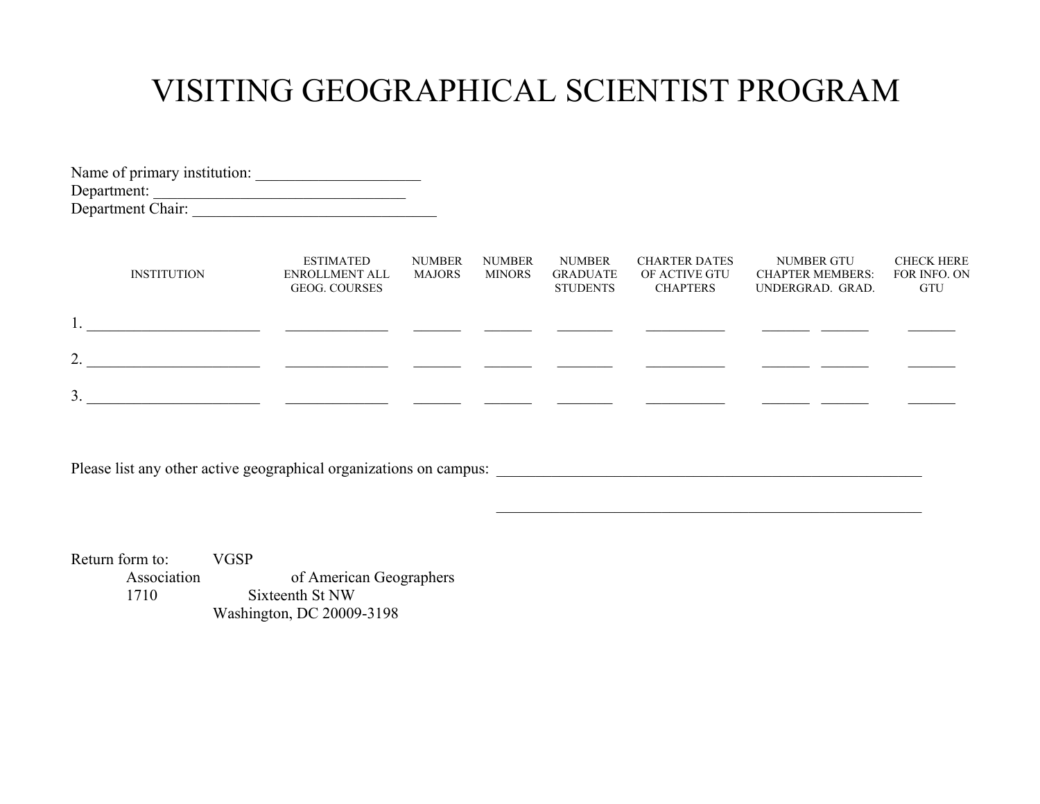# VISITING GEOGRAPHICAL SCIENTIST PROGRAM

Name of primary institution: ____________________
Department: _______________________________
Department Chair: ______________________________

| INSTITUTION | ESTIMATED ENROLLMENT ALL GEOG. COURSES | NUMBER MAJORS | NUMBER MINORS | NUMBER GRADUATE STUDENTS | CHARTER DATES OF ACTIVE GTU CHAPTERS | NUMBER GTU CHAPTER MEMBERS: UNDERGRAD. | NUMBER GTU CHAPTER MEMBERS: GRAD. | CHECK HERE FOR INFO. ON GTU |
|---|---|---|---|---|---|---|---|---|
| 1. _____________________ | _____________ | ______ | ______ | _______ | __________ | ______ | ______ | ______ |
| 2. _____________________ | _____________ | ______ | ______ | _______ | __________ | ______ | ______ | ______ |
| 3. _____________________ | _____________ | ______ | ______ | _______ | __________ | ______ | ______ | ______ |

Please list any other active geographical organizations on campus: ____________________________________________________

____________________________________________________

Return form to: VGSP
Association of American Geographers
1710 Sixteenth St NW
Washington, DC 20009-3198